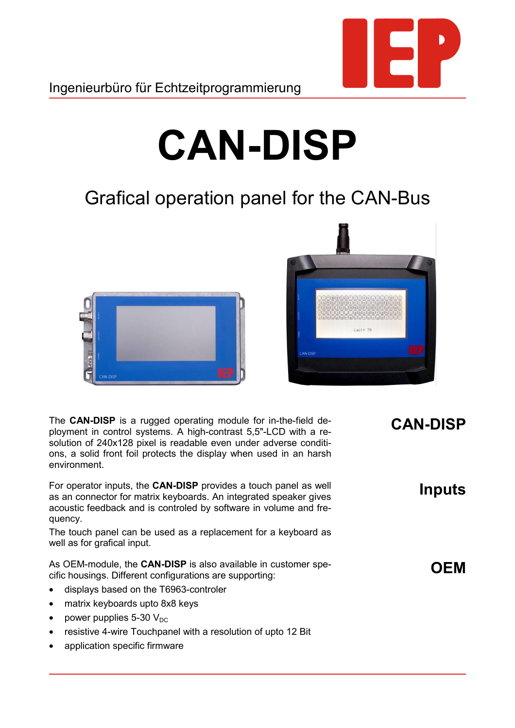Ingenieurbüro für Echtzeitprogrammierung

# CAN-DISP

## Grafical operation panel for the CAN-Bus

### CAN-DISP

The **CAN-DISP** is a rugged operating module for in-the-field deployment in control systems. A high-contrast 5,5"-LCD with a resolution of 240x128 pixel is readable even under adverse conditions, a solid front foil protects the display when used in an harsh environment.

### Inputs

For operator inputs, the **CAN-DISP** provides a touch panel as well as an connector for matrix keyboards. An integrated speaker gives acoustic feedback and is controled by software in volume and frequency.

The touch panel can be used as a replacement for a keyboard as well as for grafical input.

### OEM

As OEM-module, the **CAN-DISP** is also available in customer specific housings. Different configurations are supporting:

- displays based on the T6963-controler
- matrix keyboards upto 8x8 keys
- power pupplies 5-30 $V_{DC}$
- resistive 4-wire Touchpanel with a resolution of upto 12 Bit
- application specific firmware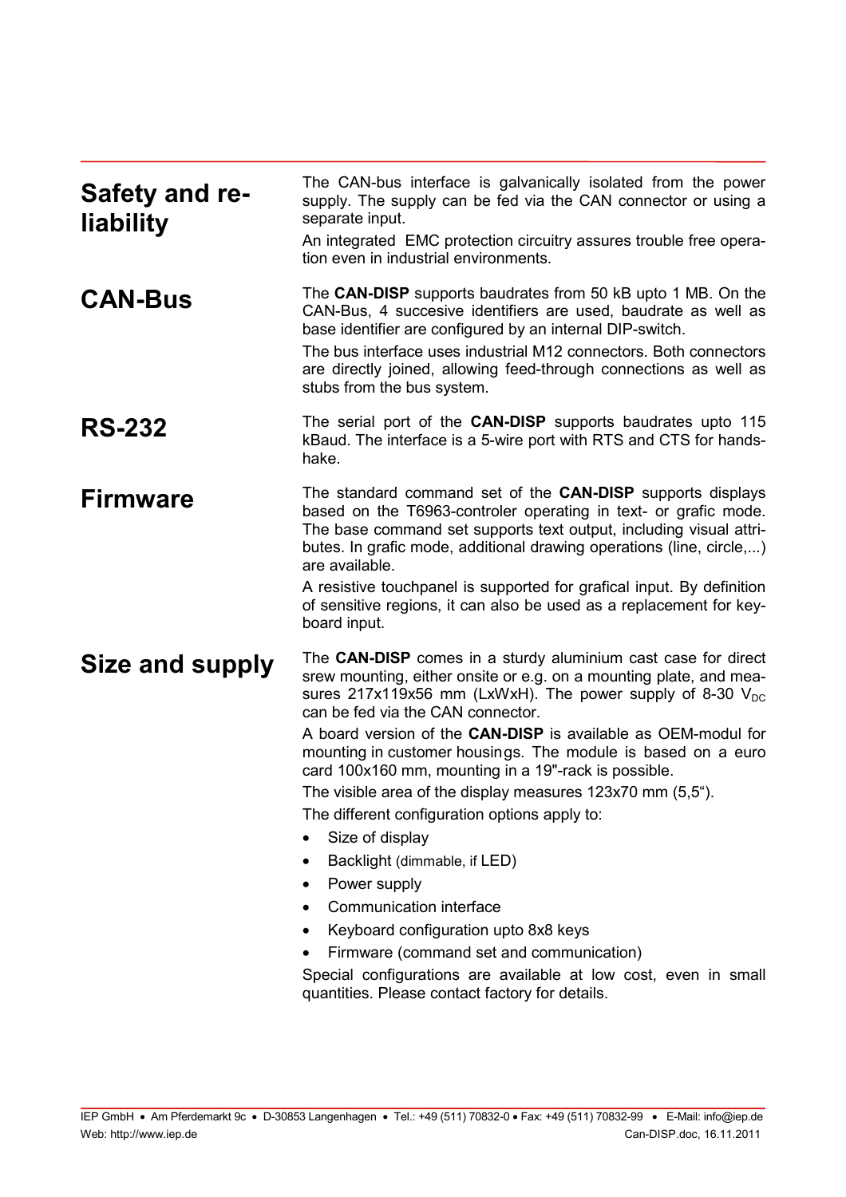## Safety and reliability

The CAN-bus interface is galvanically isolated from the power supply. The supply can be fed via the CAN connector or using a separate input.

An integrated EMC protection circuitry assures trouble free operation even in industrial environments.

## CAN-Bus

The **CAN-DISP** supports baudrates from 50 kB upto 1 MB. On the CAN-Bus, 4 succesive identifiers are used, baudrate as well as base identifier are configured by an internal DIP-switch.

The bus interface uses industrial M12 connectors. Both connectors are directly joined, allowing feed-through connections as well as stubs from the bus system.

## RS-232

The serial port of the **CAN-DISP** supports baudrates upto 115 kBaud. The interface is a 5-wire port with RTS and CTS for handshake.

## Firmware

The standard command set of the **CAN-DISP** supports displays based on the T6963-controler operating in text- or grafic mode. The base command set supports text output, including visual attributes. In grafic mode, additional drawing operations (line, circle,...) are available.

A resistive touchpanel is supported for grafical input. By definition of sensitive regions, it can also be used as a replacement for keyboard input.

## Size and supply

The **CAN-DISP** comes in a sturdy aluminium cast case for direct srew mounting, either onsite or e.g. on a mounting plate, and measures 217x119x56 mm (LxWxH). The power supply of 8-30 $V_{DC}$ can be fed via the CAN connector.

A board version of the **CAN-DISP** is available as OEM-modul for mounting in customer housings. The module is based on a euro card 100x160 mm, mounting in a 19"-rack is possible.

The visible area of the display measures 123x70 mm (5,5").

The different configuration options apply to:

- Size of display
- Backlight (dimmable, if LED)
- Power supply
- Communication interface
- Keyboard configuration upto 8x8 keys
- Firmware (command set and communication)

Special configurations are available at low cost, even in small quantities. Please contact factory for details.

IEP GmbH • Am Pferdemarkt 9c • D-30853 Langenhagen • Tel.: +49 (511) 70832-0 • Fax: +49 (511) 70832-99 • E-Mail: info@iep.de
Web: http://www.iep.de